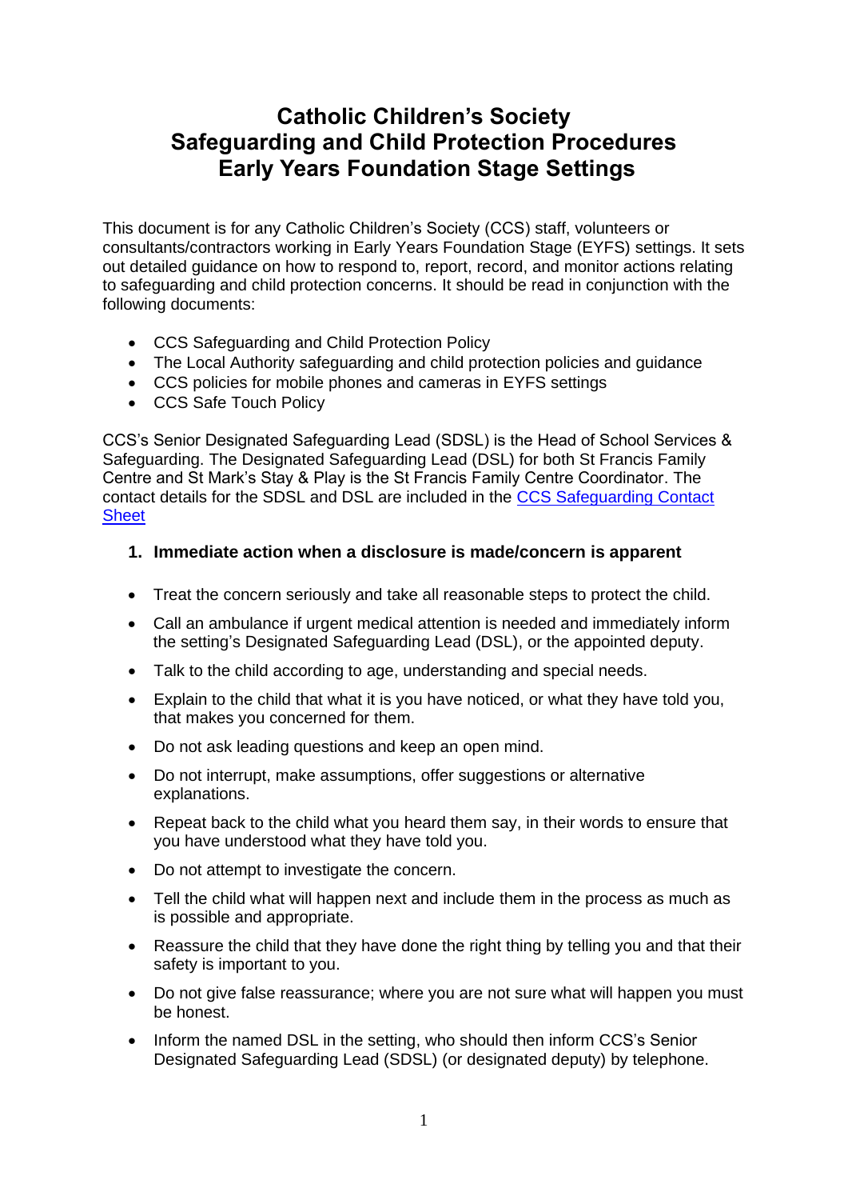# Catholic Children's Society
# Safeguarding and Child Protection Procedures
# Early Years Foundation Stage Settings

This document is for any Catholic Children's Society (CCS) staff, volunteers or consultants/contractors working in Early Years Foundation Stage (EYFS) settings. It sets out detailed guidance on how to respond to, report, record, and monitor actions relating to safeguarding and child protection concerns. It should be read in conjunction with the following documents:

- CCS Safeguarding and Child Protection Policy
- The Local Authority safeguarding and child protection policies and guidance
- CCS policies for mobile phones and cameras in EYFS settings
- CCS Safe Touch Policy

CCS's Senior Designated Safeguarding Lead (SDSL) is the Head of School Services & Safeguarding. The Designated Safeguarding Lead (DSL) for both St Francis Family Centre and St Mark's Stay & Play is the St Francis Family Centre Coordinator. The contact details for the SDSL and DSL are included in the [CCS Safeguarding Contact Sheet]

## 1. Immediate action when a disclosure is made/concern is apparent

- Treat the concern seriously and take all reasonable steps to protect the child.
- Call an ambulance if urgent medical attention is needed and immediately inform the setting's Designated Safeguarding Lead (DSL), or the appointed deputy.
- Talk to the child according to age, understanding and special needs.
- Explain to the child that what it is you have noticed, or what they have told you, that makes you concerned for them.
- Do not ask leading questions and keep an open mind.
- Do not interrupt, make assumptions, offer suggestions or alternative explanations.
- Repeat back to the child what you heard them say, in their words to ensure that you have understood what they have told you.
- Do not attempt to investigate the concern.
- Tell the child what will happen next and include them in the process as much as is possible and appropriate.
- Reassure the child that they have done the right thing by telling you and that their safety is important to you.
- Do not give false reassurance; where you are not sure what will happen you must be honest.
- Inform the named DSL in the setting, who should then inform CCS's Senior Designated Safeguarding Lead (SDSL) (or designated deputy) by telephone.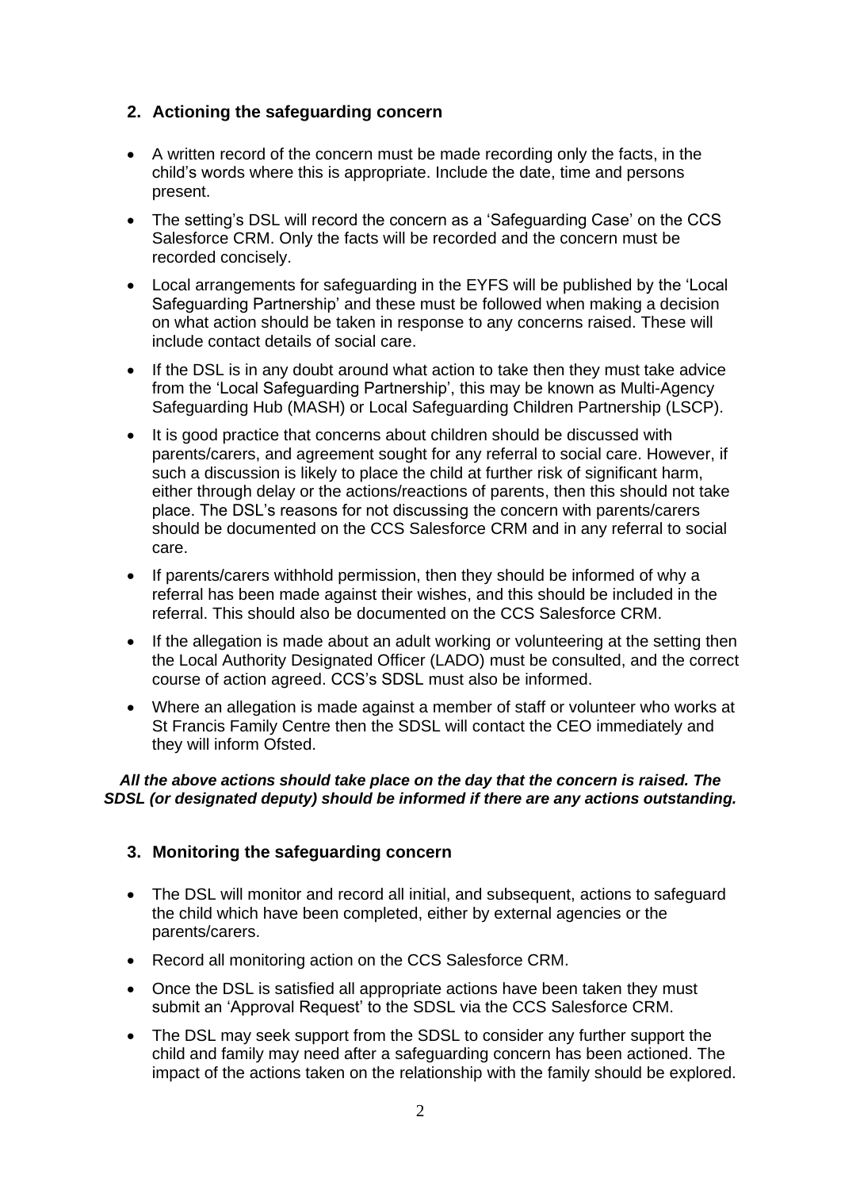## 2. Actioning the safeguarding concern

- A written record of the concern must be made recording only the facts, in the child's words where this is appropriate. Include the date, time and persons present.
- The setting's DSL will record the concern as a 'Safeguarding Case' on the CCS Salesforce CRM. Only the facts will be recorded and the concern must be recorded concisely.
- Local arrangements for safeguarding in the EYFS will be published by the 'Local Safeguarding Partnership' and these must be followed when making a decision on what action should be taken in response to any concerns raised. These will include contact details of social care.
- If the DSL is in any doubt around what action to take then they must take advice from the 'Local Safeguarding Partnership', this may be known as Multi-Agency Safeguarding Hub (MASH) or Local Safeguarding Children Partnership (LSCP).
- It is good practice that concerns about children should be discussed with parents/carers, and agreement sought for any referral to social care. However, if such a discussion is likely to place the child at further risk of significant harm, either through delay or the actions/reactions of parents, then this should not take place. The DSL's reasons for not discussing the concern with parents/carers should be documented on the CCS Salesforce CRM and in any referral to social care.
- If parents/carers withhold permission, then they should be informed of why a referral has been made against their wishes, and this should be included in the referral. This should also be documented on the CCS Salesforce CRM.
- If the allegation is made about an adult working or volunteering at the setting then the Local Authority Designated Officer (LADO) must be consulted, and the correct course of action agreed. CCS's SDSL must also be informed.
- Where an allegation is made against a member of staff or volunteer who works at St Francis Family Centre then the SDSL will contact the CEO immediately and they will inform Ofsted.

***All the above actions should take place on the day that the concern is raised. The SDSL (or designated deputy) should be informed if there are any actions outstanding.***

## 3. Monitoring the safeguarding concern

- The DSL will monitor and record all initial, and subsequent, actions to safeguard the child which have been completed, either by external agencies or the parents/carers.
- Record all monitoring action on the CCS Salesforce CRM.
- Once the DSL is satisfied all appropriate actions have been taken they must submit an 'Approval Request' to the SDSL via the CCS Salesforce CRM.
- The DSL may seek support from the SDSL to consider any further support the child and family may need after a safeguarding concern has been actioned. The impact of the actions taken on the relationship with the family should be explored.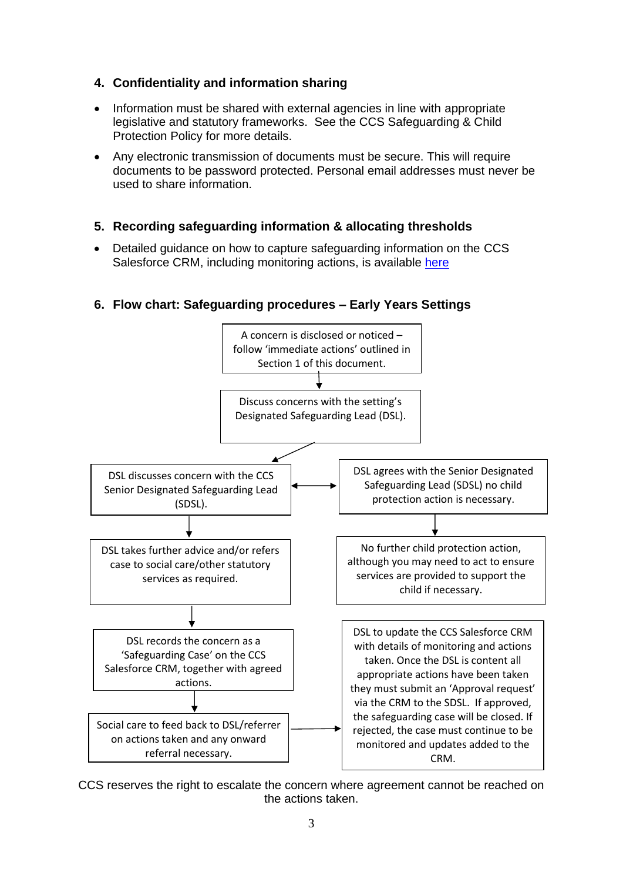## 4. Confidentiality and information sharing

- Information must be shared with external agencies in line with appropriate legislative and statutory frameworks. See the CCS Safeguarding & Child Protection Policy for more details.
- Any electronic transmission of documents must be secure. This will require documents to be password protected. Personal email addresses must never be used to share information.

## 5. Recording safeguarding information & allocating thresholds

- Detailed guidance on how to capture safeguarding information on the CCS Salesforce CRM, including monitoring actions, is available [here]()

## 6. Flow chart: Safeguarding procedures – Early Years Settings

A concern is disclosed or noticed – follow 'immediate actions' outlined in Section 1 of this document.

Discuss concerns with the setting's Designated Safeguarding Lead (DSL).

DSL discusses concern with the CCS Senior Designated Safeguarding Lead (SDSL).

DSL agrees with the Senior Designated Safeguarding Lead (SDSL) no child protection action is necessary.

No further child protection action, although you may need to act to ensure services are provided to support the child if necessary.

DSL takes further advice and/or refers case to social care/other statutory services as required.

DSL records the concern as a 'Safeguarding Case' on the CCS Salesforce CRM, together with agreed actions.

Social care to feed back to DSL/referrer on actions taken and any onward referral necessary.

DSL to update the CCS Salesforce CRM with details of monitoring and actions taken. Once the DSL is content all appropriate actions have been taken they must submit an 'Approval request' via the CRM to the SDSL. If approved, the safeguarding case will be closed. If rejected, the case must continue to be monitored and updates added to the CRM.

CCS reserves the right to escalate the concern where agreement cannot be reached on the actions taken.